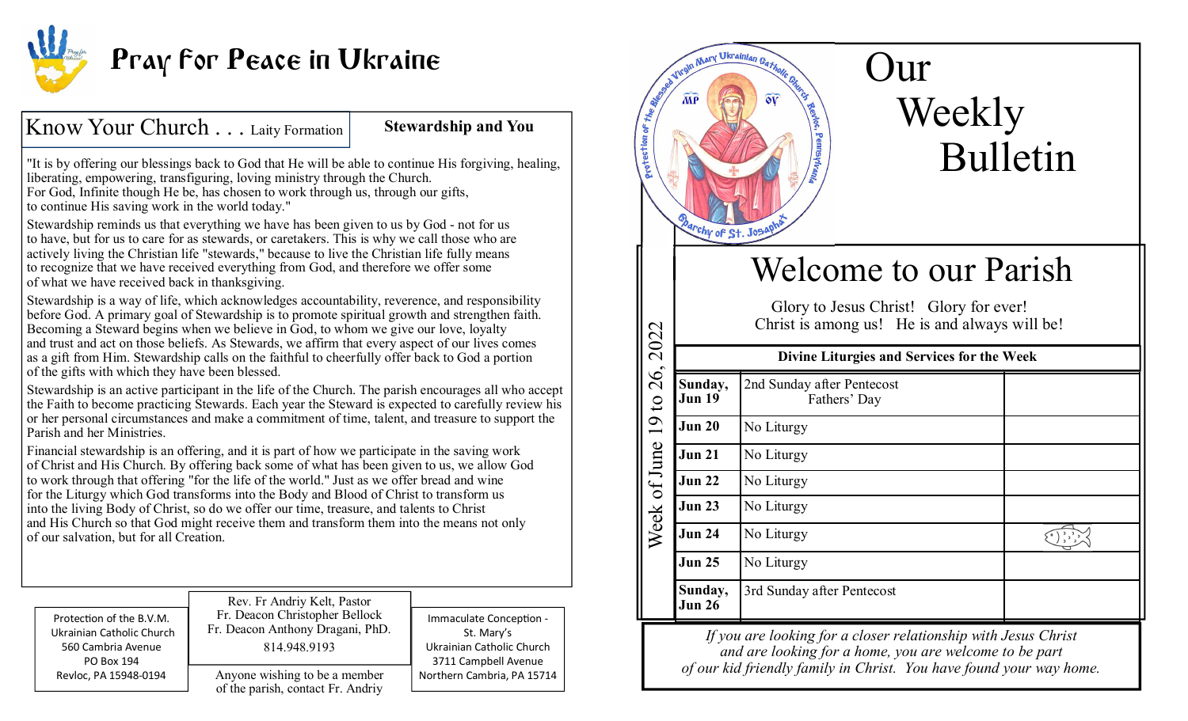# Pray for Peace in Ukraine

## Know Your Church . . . Laity Formation

### Stewardship and You

"It is by offering our blessings back to God that He will be able to continue His forgiving, healing, liberating, empowering, transfiguring, loving ministry through the Church.
For God, Infinite though He be, has chosen to work through us, through our gifts,
to continue His saving work in the world today."

Stewardship reminds us that everything we have has been given to us by God - not for us to have, but for us to care for as stewards, or caretakers. This is why we call those who are actively living the Christian life "stewards," because to live the Christian life fully means to recognize that we have received everything from God, and therefore we offer some of what we have received back in thanksgiving.

Stewardship is a way of life, which acknowledges accountability, reverence, and responsibility before God. A primary goal of Stewardship is to promote spiritual growth and strengthen faith. Becoming a Steward begins when we believe in God, to whom we give our love, loyalty and trust and act on those beliefs. As Stewards, we affirm that every aspect of our lives comes as a gift from Him. Stewardship calls on the faithful to cheerfully offer back to God a portion of the gifts with which they have been blessed.

Stewardship is an active participant in the life of the Church. The parish encourages all who accept the Faith to become practicing Stewards. Each year the Steward is expected to carefully review his or her personal circumstances and make a commitment of time, talent, and treasure to support the Parish and her Ministries.

Financial stewardship is an offering, and it is part of how we participate in the saving work of Christ and His Church. By offering back some of what has been given to us, we allow God to work through that offering "for the life of the world." Just as we offer bread and wine for the Liturgy which God transforms into the Body and Blood of Christ to transform us into the living Body of Christ, so do we offer our time, treasure, and talents to Christ and His Church so that God might receive them and transform them into the means not only of our salvation, but for all Creation.

Protection of the B.V.M.
Ukrainian Catholic Church
560 Cambria Avenue
PO Box 194
Revloc, PA 15948-0194

Rev. Fr Andriy Kelt, Pastor
Fr. Deacon Christopher Bellock
Fr. Deacon Anthony Dragani, PhD.
814.948.9193

Anyone wishing to be a member of the parish, contact Fr. Andriy

Immaculate Conception - St. Mary's
Ukrainian Catholic Church
3711 Campbell Avenue
Northern Cambria, PA 15714

Protection of the Blessed Virgin Mary Ukrainian Catholic Church Revloc, Pennsylvania
Eparchy of St. Josaphat

# Our Weekly Bulletin

## Welcome to our Parish

Glory to Jesus Christ! Glory for ever!
Christ is among us! He is and always will be!

Week of June 19 to 26, 2022

### Divine Liturgies and Services for the Week

| | | |
|---|---|---|
| **Sunday, Jun 19** | 2nd Sunday after Pentecost<br>Fathers' Day | |
| **Jun 20** | No Liturgy | |
| **Jun 21** | No Liturgy | |
| **Jun 22** | No Liturgy | |
| **Jun 23** | No Liturgy | |
| **Jun 24** | No Liturgy | |
| **Jun 25** | No Liturgy | |
| **Sunday, Jun 26** | 3rd Sunday after Pentecost | |

*If you are looking for a closer relationship with Jesus Christ and are looking for a home, you are welcome to be part of our kid friendly family in Christ. You have found your way home.*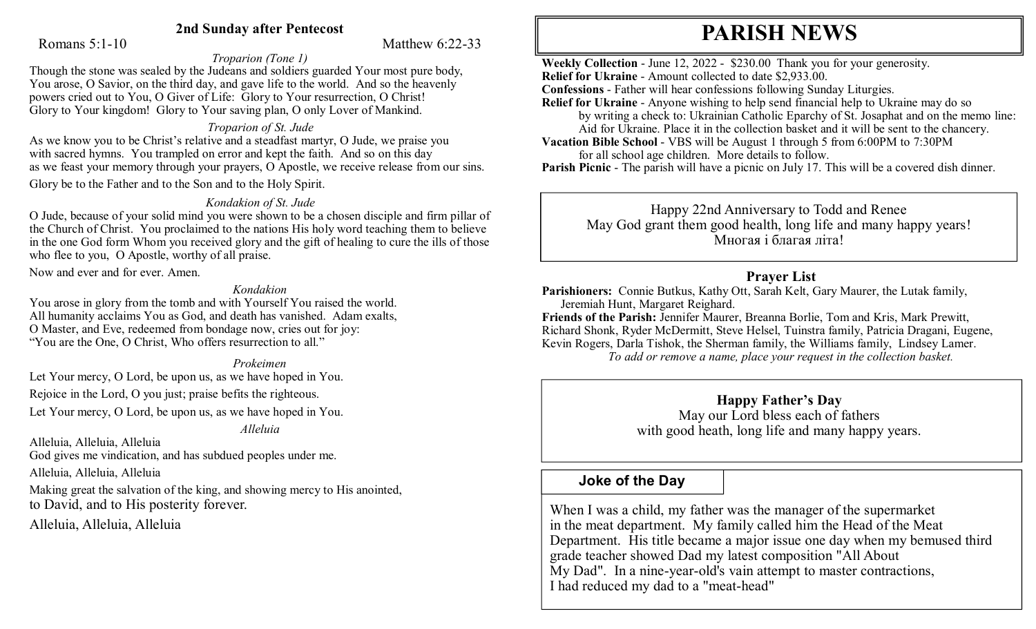## 2nd Sunday after Pentecost

Romans 5:1-10 Matthew 6:22-33

*Troparion (Tone 1)*

Though the stone was sealed by the Judeans and soldiers guarded Your most pure body, You arose, O Savior, on the third day, and gave life to the world. And so the heavenly powers cried out to You, O Giver of Life: Glory to Your resurrection, O Christ! Glory to Your kingdom! Glory to Your saving plan, O only Lover of Mankind.

*Troparion of St. Jude*

As we know you to be Christ's relative and a steadfast martyr, O Jude, we praise you with sacred hymns. You trampled on error and kept the faith. And so on this day as we feast your memory through your prayers, O Apostle, we receive release from our sins.

Glory be to the Father and to the Son and to the Holy Spirit.

*Kondakion of St. Jude*

O Jude, because of your solid mind you were shown to be a chosen disciple and firm pillar of the Church of Christ. You proclaimed to the nations His holy word teaching them to believe in the one God form Whom you received glory and the gift of healing to cure the ills of those who flee to you, O Apostle, worthy of all praise.

Now and ever and for ever. Amen.

*Kondakion*

You arose in glory from the tomb and with Yourself You raised the world. All humanity acclaims You as God, and death has vanished. Adam exalts, O Master, and Eve, redeemed from bondage now, cries out for joy: "You are the One, O Christ, Who offers resurrection to all."

*Prokeimen*

Let Your mercy, O Lord, be upon us, as we have hoped in You.

Rejoice in the Lord, O you just; praise befits the righteous.

Let Your mercy, O Lord, be upon us, as we have hoped in You.

*Alleluia*

Alleluia, Alleluia, Alleluia

God gives me vindication, and has subdued peoples under me.

Alleluia, Alleluia, Alleluia

Making great the salvation of the king, and showing mercy to His anointed, to David, and to His posterity forever.

Alleluia, Alleluia, Alleluia

# PARISH NEWS

**Weekly Collection** - June 12, 2022 - $230.00 Thank you for your generosity.

**Relief for Ukraine** - Amount collected to date $2,933.00.

**Confessions** - Father will hear confessions following Sunday Liturgies.

**Relief for Ukraine** - Anyone wishing to help send financial help to Ukraine may do so by writing a check to: Ukrainian Catholic Eparchy of St. Josaphat and on the memo line: Aid for Ukraine. Place it in the collection basket and it will be sent to the chancery.

**Vacation Bible School** - VBS will be August 1 through 5 from 6:00PM to 7:30PM for all school age children. More details to follow.

**Parish Picnic** - The parish will have a picnic on July 17. This will be a covered dish dinner.

Happy 22nd Anniversary to Todd and Renee
May God grant them good health, long life and many happy years!
Многая і благая літа!

### Prayer List

**Parishioners:** Connie Butkus, Kathy Ott, Sarah Kelt, Gary Maurer, the Lutak family, Jeremiah Hunt, Margaret Reighard.

**Friends of the Parish:** Jennifer Maurer, Breanna Borlie, Tom and Kris, Mark Prewitt, Richard Shonk, Ryder McDermitt, Steve Helsel, Tuinstra family, Patricia Dragani, Eugene, Kevin Rogers, Darla Tishok, the Sherman family, the Williams family, Lindsey Lamer.

*To add or remove a name, place your request in the collection basket.*

**Happy Father's Day**
May our Lord bless each of fathers
with good heath, long life and many happy years.

### Joke of the Day

When I was a child, my father was the manager of the supermarket in the meat department. My family called him the Head of the Meat Department. His title became a major issue one day when my bemused third grade teacher showed Dad my latest composition "All About My Dad". In a nine-year-old's vain attempt to master contractions, I had reduced my dad to a "meat-head"